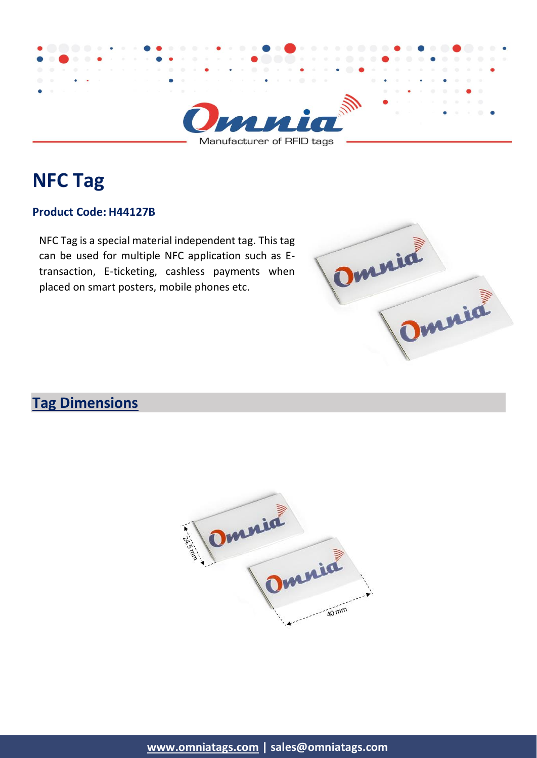# NFC Tag

**Product Code: H44127B**

NFC Tag is a special material independent tag. This tag can be used for multiple NFC application such as E-transaction, E-ticketing, cashless payments when placed on smart posters, mobile phones etc.

## Tag Dimensions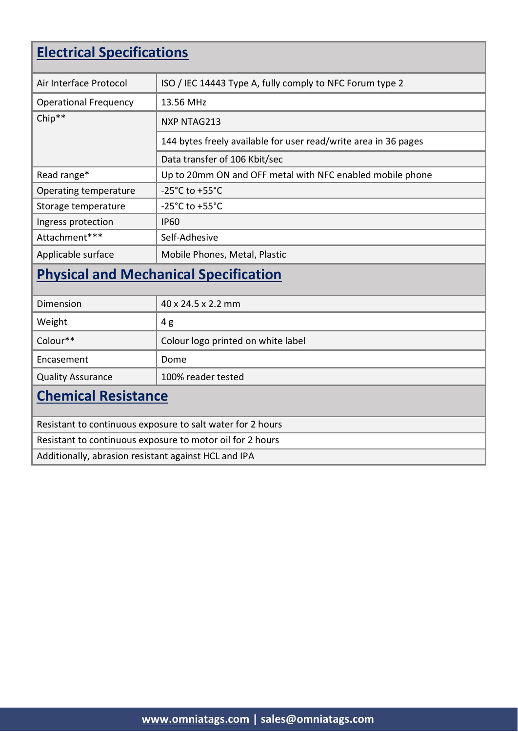## Electrical Specifications

| | |
|---|---|
| Air Interface Protocol | ISO / IEC 14443 Type A, fully comply to NFC Forum type 2 |
| Operational Frequency | 13.56 MHz |
| Chip** | NXP NTAG213 |
| | 144 bytes freely available for user read/write area in 36 pages |
| | Data transfer of 106 Kbit/sec |
| Read range* | Up to 20mm ON and OFF metal with NFC enabled mobile phone |
| Operating temperature | -25°C to +55°C |
| Storage temperature | -25°C to +55°C |
| Ingress protection | IP60 |
| Attachment*** | Self-Adhesive |
| Applicable surface | Mobile Phones, Metal, Plastic |

## Physical and Mechanical Specification

| | |
|---|---|
| Dimension | 40 x 24.5 x 2.2 mm |
| Weight | 4 g |
| Colour** | Colour logo printed on white label |
| Encasement | Dome |
| Quality Assurance | 100% reader tested |

## Chemical Resistance

| |
|---|
| Resistant to continuous exposure to salt water for 2 hours |
| Resistant to continuous exposure to motor oil for 2 hours |
| Additionally, abrasion resistant against HCL and IPA |

**www.omniatags.com | sales@omniatags.com**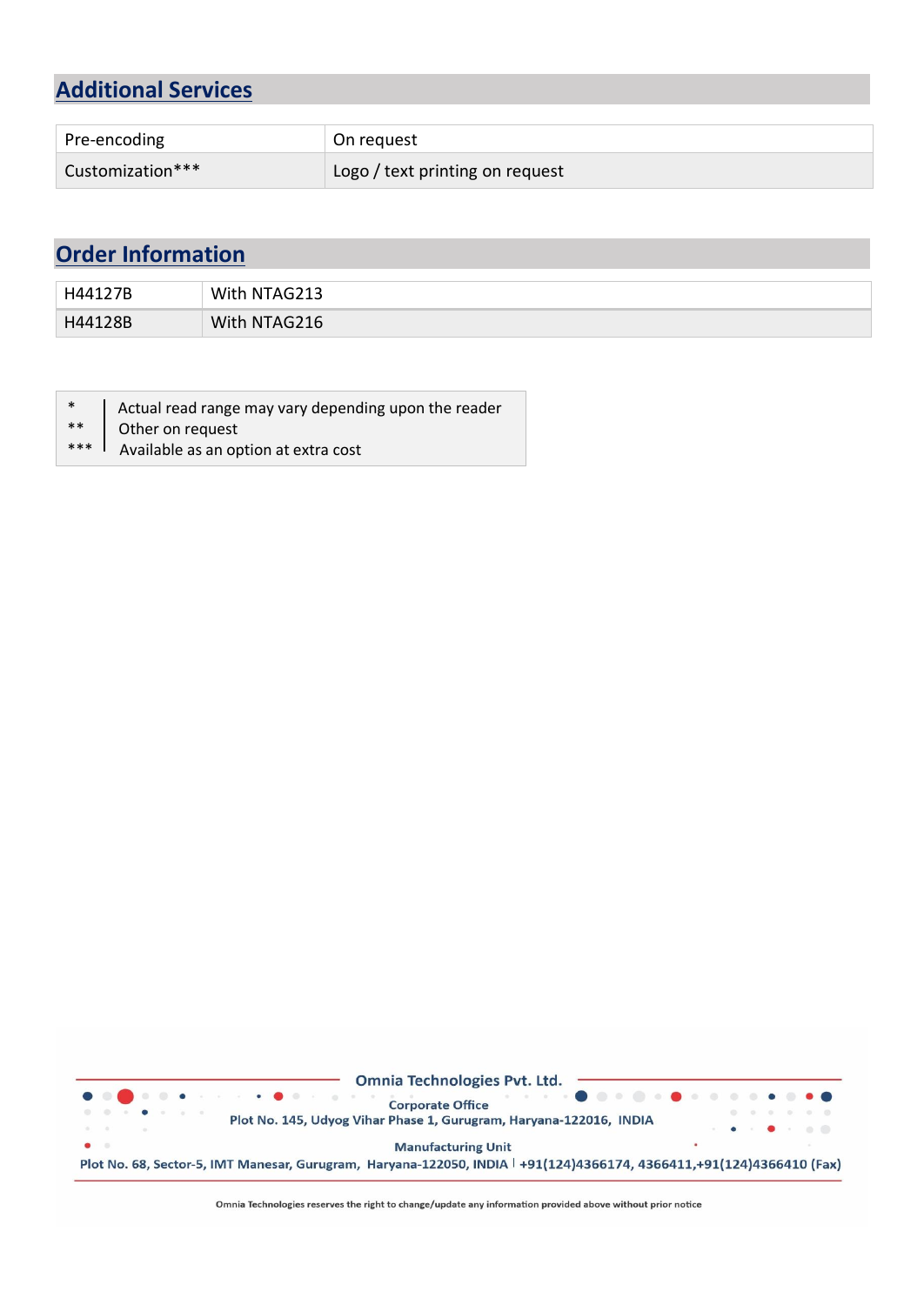## Additional Services

| | |
|---|---|
| Pre-encoding | On request |
| Customization*** | Logo / text printing on request |

## Order Information

| | |
|---|---|
| H44127B | With NTAG213 |
| H44128B | With NTAG216 |

| | |
|---|---|
| * | Actual read range may vary depending upon the reader |
| ** | Other on request |
| *** | Available as an option at extra cost |

**Omnia Technologies Pvt. Ltd.**

Corporate Office
Plot No. 145, Udyog Vihar Phase 1, Gurugram, Haryana-122016, INDIA

Manufacturing Unit
Plot No. 68, Sector-5, IMT Manesar, Gurugram, Haryana-122050, INDIA | +91(124)4366174, 4366411,+91(124)4366410 (Fax)

Omnia Technologies reserves the right to change/update any information provided above without prior notice